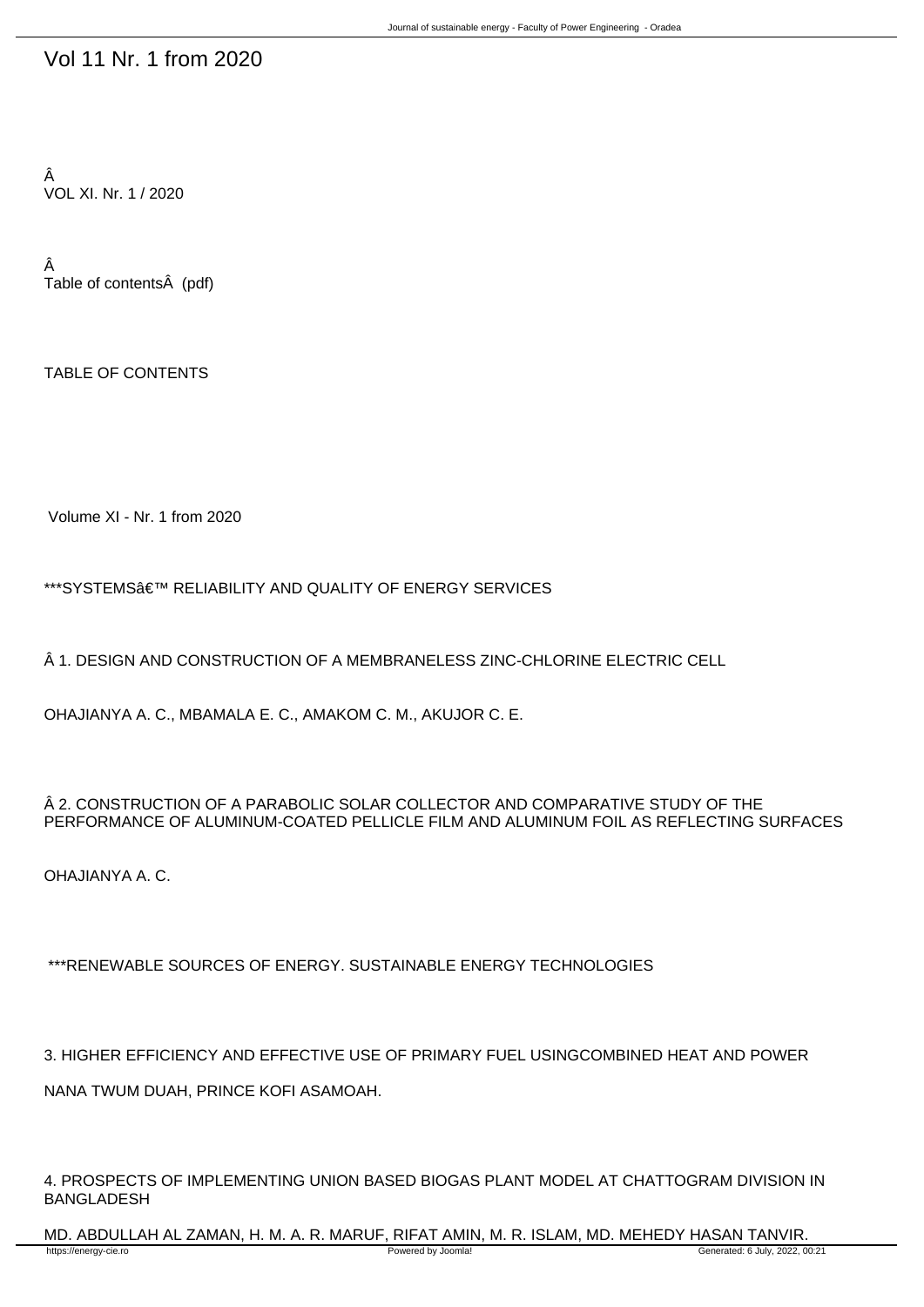# Vol 11 Nr. 1 from 2020

Â
VOL XI. Nr. 1 / 2020

Â
Table of contentsÂ (pdf)

TABLE OF CONTENTS

Volume XI - Nr. 1 from 2020

***SYSTEMSâ€™ RELIABILITY AND QUALITY OF ENERGY SERVICES

Â 1. DESIGN AND CONSTRUCTION OF A MEMBRANELESS ZINC-CHLORINE ELECTRIC CELL

OHAJIANYA A. C., MBAMALA E. C., AMAKOM C. M., AKUJOR C. E.

Â 2. CONSTRUCTION OF A PARABOLIC SOLAR COLLECTOR AND COMPARATIVE STUDY OF THE PERFORMANCE OF ALUMINUM-COATED PELLICLE FILM AND ALUMINUM FOIL AS REFLECTING SURFACES

OHAJIANYA A. C.

***RENEWABLE SOURCES OF ENERGY. SUSTAINABLE ENERGY TECHNOLOGIES

3. HIGHER EFFICIENCY AND EFFECTIVE USE OF PRIMARY FUEL USINGCOMBINED HEAT AND POWER

NANA TWUM DUAH, PRINCE KOFI ASAMOAH.

4. PROSPECTS OF IMPLEMENTING UNION BASED BIOGAS PLANT MODEL AT CHATTOGRAM DIVISION IN BANGLADESH

MD. ABDULLAH AL ZAMAN, H. M. A. R. MARUF, RIFAT AMIN, M. R. ISLAM, MD. MEHEDY HASAN TANVIR.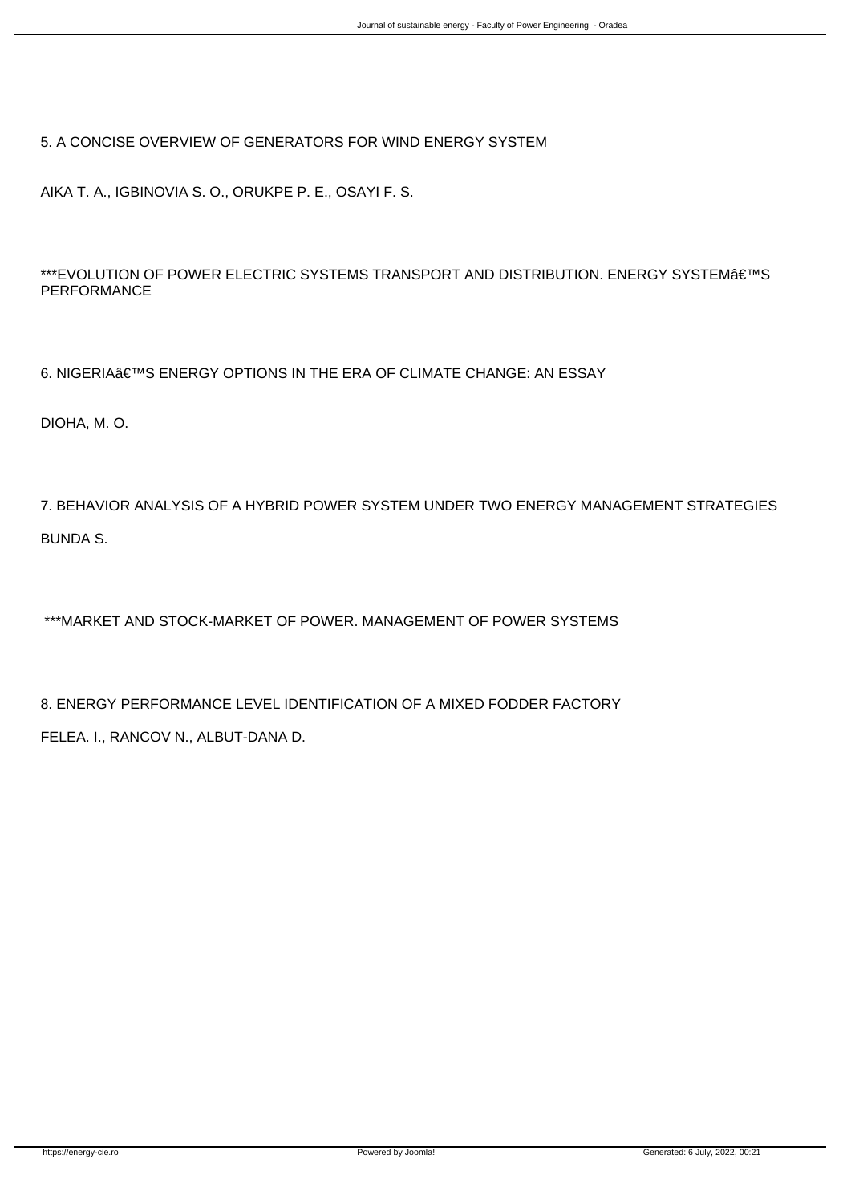5. A CONCISE OVERVIEW OF GENERATORS FOR WIND ENERGY SYSTEM

AIKA T. A., IGBINOVIA S. O., ORUKPE P. E., OSAYI F. S.

***EVOLUTION OF POWER ELECTRIC SYSTEMS TRANSPORT AND DISTRIBUTION. ENERGY SYSTEMâ€™S PERFORMANCE

6. NIGERIAâ€™S ENERGY OPTIONS IN THE ERA OF CLIMATE CHANGE: AN ESSAY

DIOHA, M. O.

7. BEHAVIOR ANALYSIS OF A HYBRID POWER SYSTEM UNDER TWO ENERGY MANAGEMENT STRATEGIES

BUNDA S.

***MARKET AND STOCK-MARKET OF POWER. MANAGEMENT OF POWER SYSTEMS

8. ENERGY PERFORMANCE LEVEL IDENTIFICATION OF A MIXED FODDER FACTORY

FELEA. I., RANCOV N., ALBUT-DANA D.